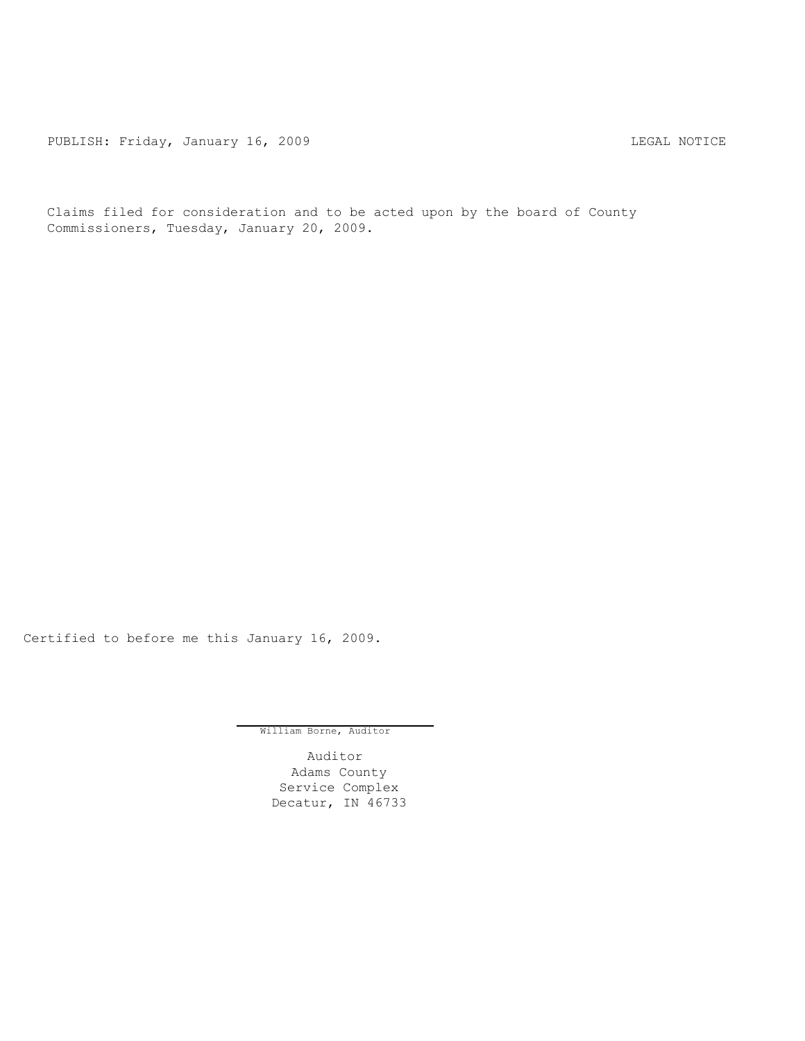PUBLISH: Friday, January 16, 2009 LEGAL NOTICE

Claims filed for consideration and to be acted upon by the board of County Commissioners, Tuesday, January 20, 2009.

Certified to before me this January 16, 2009.

William Borne, Auditor

Auditor
Adams County
Service Complex
Decatur, IN 46733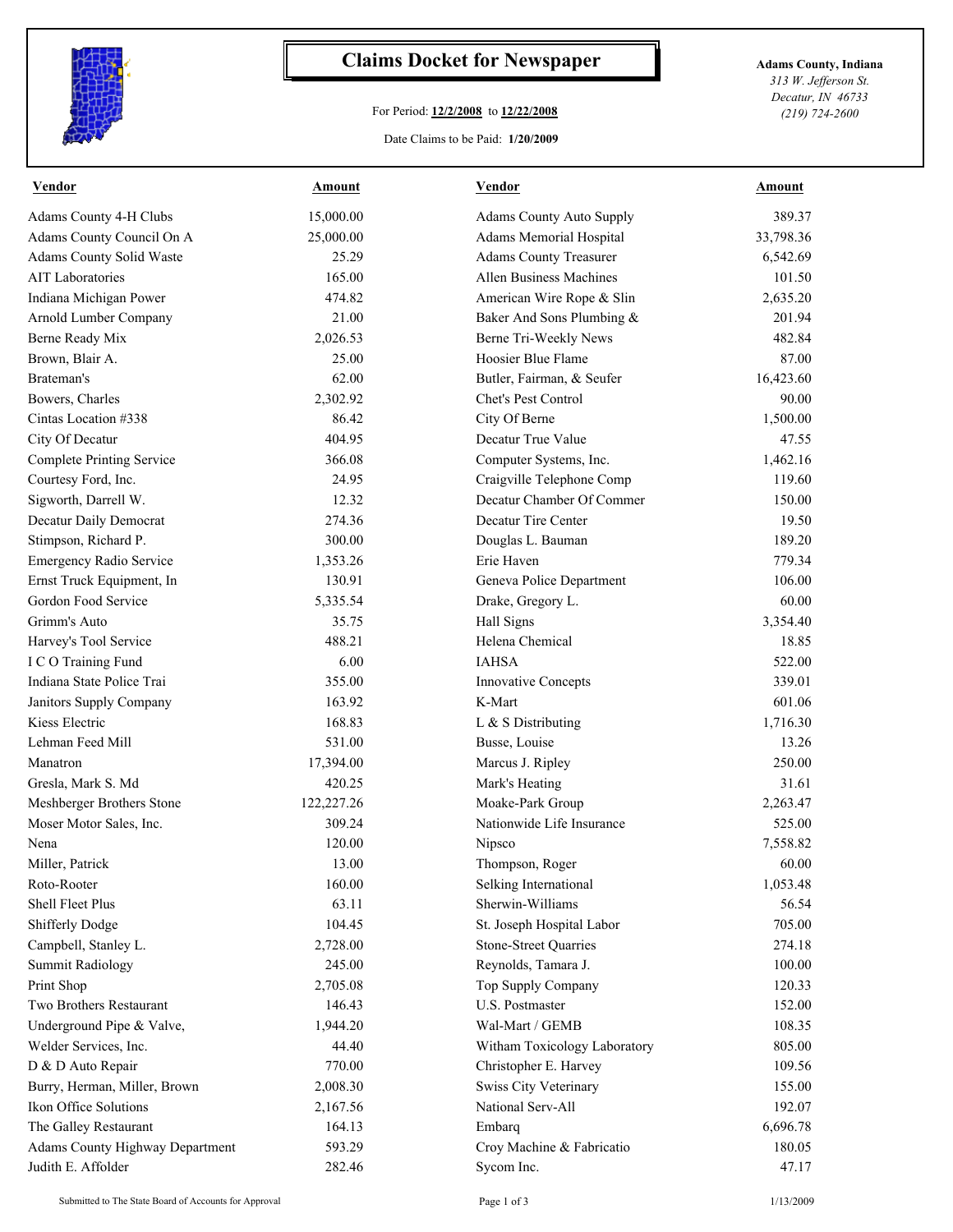# Claims Docket for Newspaper

For Period: **12/2/2008** to **12/22/2008**

Date Claims to be Paid: **1/20/2009**

**Adams County, Indiana**
*313 W. Jefferson St.*
*Decatur, IN 46733*
*(219) 724-2600*

| Vendor | Amount | Vendor | Amount |
|---|---|---|---|
| Adams County 4-H Clubs | 15,000.00 | Adams County Auto Supply | 389.37 |
| Adams County Council On A | 25,000.00 | Adams Memorial Hospital | 33,798.36 |
| Adams County Solid Waste | 25.29 | Adams County Treasurer | 6,542.69 |
| AIT Laboratories | 165.00 | Allen Business Machines | 101.50 |
| Indiana Michigan Power | 474.82 | American Wire Rope & Slin | 2,635.20 |
| Arnold Lumber Company | 21.00 | Baker And Sons Plumbing & | 201.94 |
| Berne Ready Mix | 2,026.53 | Berne Tri-Weekly News | 482.84 |
| Brown, Blair A. | 25.00 | Hoosier Blue Flame | 87.00 |
| Brateman's | 62.00 | Butler, Fairman, & Seufer | 16,423.60 |
| Bowers, Charles | 2,302.92 | Chet's Pest Control | 90.00 |
| Cintas Location #338 | 86.42 | City Of Berne | 1,500.00 |
| City Of Decatur | 404.95 | Decatur True Value | 47.55 |
| Complete Printing Service | 366.08 | Computer Systems, Inc. | 1,462.16 |
| Courtesy Ford, Inc. | 24.95 | Craigville Telephone Comp | 119.60 |
| Sigworth, Darrell W. | 12.32 | Decatur Chamber Of Commer | 150.00 |
| Decatur Daily Democrat | 274.36 | Decatur Tire Center | 19.50 |
| Stimpson, Richard P. | 300.00 | Douglas L. Bauman | 189.20 |
| Emergency Radio Service | 1,353.26 | Erie Haven | 779.34 |
| Ernst Truck Equipment, In | 130.91 | Geneva Police Department | 106.00 |
| Gordon Food Service | 5,335.54 | Drake, Gregory L. | 60.00 |
| Grimm's Auto | 35.75 | Hall Signs | 3,354.40 |
| Harvey's Tool Service | 488.21 | Helena Chemical | 18.85 |
| I C O Training Fund | 6.00 | IAHSA | 522.00 |
| Indiana State Police Trai | 355.00 | Innovative Concepts | 339.01 |
| Janitors Supply Company | 163.92 | K-Mart | 601.06 |
| Kiess Electric | 168.83 | L & S Distributing | 1,716.30 |
| Lehman Feed Mill | 531.00 | Busse, Louise | 13.26 |
| Manatron | 17,394.00 | Marcus J. Ripley | 250.00 |
| Gresla, Mark S. Md | 420.25 | Mark's Heating | 31.61 |
| Meshberger Brothers Stone | 122,227.26 | Moake-Park Group | 2,263.47 |
| Moser Motor Sales, Inc. | 309.24 | Nationwide Life Insurance | 525.00 |
| Nena | 120.00 | Nipsco | 7,558.82 |
| Miller, Patrick | 13.00 | Thompson, Roger | 60.00 |
| Roto-Rooter | 160.00 | Selking International | 1,053.48 |
| Shell Fleet Plus | 63.11 | Sherwin-Williams | 56.54 |
| Shifferly Dodge | 104.45 | St. Joseph Hospital Labor | 705.00 |
| Campbell, Stanley L. | 2,728.00 | Stone-Street Quarries | 274.18 |
| Summit Radiology | 245.00 | Reynolds, Tamara J. | 100.00 |
| Print Shop | 2,705.08 | Top Supply Company | 120.33 |
| Two Brothers Restaurant | 146.43 | U.S. Postmaster | 152.00 |
| Underground Pipe & Valve, | 1,944.20 | Wal-Mart / GEMB | 108.35 |
| Welder Services, Inc. | 44.40 | Witham Toxicology Laboratory | 805.00 |
| D & D Auto Repair | 770.00 | Christopher E. Harvey | 109.56 |
| Burry, Herman, Miller, Brown | 2,008.30 | Swiss City Veterinary | 155.00 |
| Ikon Office Solutions | 2,167.56 | National Serv-All | 192.07 |
| The Galley Restaurant | 164.13 | Embarq | 6,696.78 |
| Adams County Highway Department | 593.29 | Croy Machine & Fabricatio | 180.05 |
| Judith E. Affolder | 282.46 | Sycom Inc. | 47.17 |

Submitted to The State Board of Accounts for Approval — 1/13/2009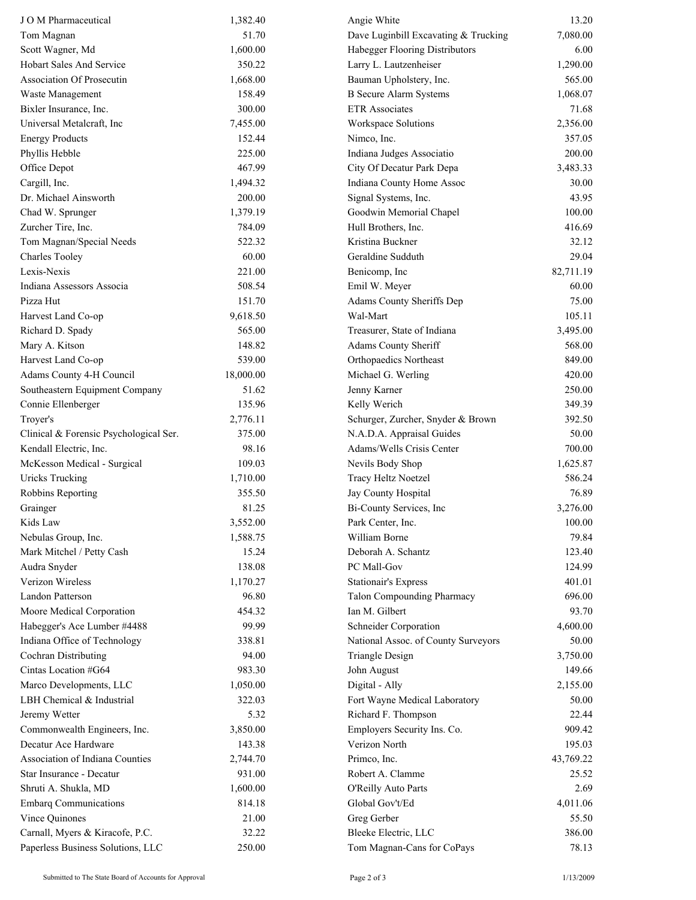| Vendor | Amount |
|---|---|
| J O M Pharmaceutical | 1,382.40 |
| Tom Magnan | 51.70 |
| Scott Wagner, Md | 1,600.00 |
| Hobart Sales And Service | 350.22 |
| Association Of Prosecutin | 1,668.00 |
| Waste Management | 158.49 |
| Bixler Insurance, Inc. | 300.00 |
| Universal Metalcraft, Inc | 7,455.00 |
| Energy Products | 152.44 |
| Phyllis Hebble | 225.00 |
| Office Depot | 467.99 |
| Cargill, Inc. | 1,494.32 |
| Dr. Michael Ainsworth | 200.00 |
| Chad W. Sprunger | 1,379.19 |
| Zurcher Tire, Inc. | 784.09 |
| Tom Magnan/Special Needs | 522.32 |
| Charles Tooley | 60.00 |
| Lexis-Nexis | 221.00 |
| Indiana Assessors Associa | 508.54 |
| Pizza Hut | 151.70 |
| Harvest Land Co-op | 9,618.50 |
| Richard D. Spady | 565.00 |
| Mary A. Kitson | 148.82 |
| Harvest Land Co-op | 539.00 |
| Adams County 4-H Council | 18,000.00 |
| Southeastern Equipment Company | 51.62 |
| Connie Ellenberger | 135.96 |
| Troyer's | 2,776.11 |
| Clinical & Forensic Psychological Ser. | 375.00 |
| Kendall Electric, Inc. | 98.16 |
| McKesson Medical - Surgical | 109.03 |
| Uricks Trucking | 1,710.00 |
| Robbins Reporting | 355.50 |
| Grainger | 81.25 |
| Kids Law | 3,552.00 |
| Nebulas Group, Inc. | 1,588.75 |
| Mark Mitchel / Petty Cash | 15.24 |
| Audra Snyder | 138.08 |
| Verizon Wireless | 1,170.27 |
| Landon Patterson | 96.80 |
| Moore Medical Corporation | 454.32 |
| Habegger's Ace Lumber #4488 | 99.99 |
| Indiana Office of Technology | 338.81 |
| Cochran Distributing | 94.00 |
| Cintas Location #G64 | 983.30 |
| Marco Developments, LLC | 1,050.00 |
| LBH Chemical & Industrial | 322.03 |
| Jeremy Wetter | 5.32 |
| Commonwealth Engineers, Inc. | 3,850.00 |
| Decatur Ace Hardware | 143.38 |
| Association of Indiana Counties | 2,744.70 |
| Star Insurance - Decatur | 931.00 |
| Shruti A. Shukla, MD | 1,600.00 |
| Embarq Communications | 814.18 |
| Vince Quinones | 21.00 |
| Carnall, Myers & Kiracofe, P.C. | 32.22 |
| Paperless Business Solutions, LLC | 250.00 |
| Angie White | 13.20 |
| Dave Luginbill Excavating & Trucking | 7,080.00 |
| Habegger Flooring Distributors | 6.00 |
| Larry L. Lautzenheiser | 1,290.00 |
| Bauman Upholstery, Inc. | 565.00 |
| B Secure Alarm Systems | 1,068.07 |
| ETR Associates | 71.68 |
| Workspace Solutions | 2,356.00 |
| Nimco, Inc. | 357.05 |
| Indiana Judges Associatio | 200.00 |
| City Of Decatur Park Depa | 3,483.33 |
| Indiana County Home Assoc | 30.00 |
| Signal Systems, Inc. | 43.95 |
| Goodwin Memorial Chapel | 100.00 |
| Hull Brothers, Inc. | 416.69 |
| Kristina Buckner | 32.12 |
| Geraldine Sudduth | 29.04 |
| Benicomp, Inc | 82,711.19 |
| Emil W. Meyer | 60.00 |
| Adams County Sheriffs Dep | 75.00 |
| Wal-Mart | 105.11 |
| Treasurer, State of Indiana | 3,495.00 |
| Adams County Sheriff | 568.00 |
| Orthopaedics Northeast | 849.00 |
| Michael G. Werling | 420.00 |
| Jenny Karner | 250.00 |
| Kelly Werich | 349.39 |
| Schurger, Zurcher, Snyder & Brown | 392.50 |
| N.A.D.A. Appraisal Guides | 50.00 |
| Adams/Wells Crisis Center | 700.00 |
| Nevils Body Shop | 1,625.87 |
| Tracy Heltz Noetzel | 586.24 |
| Jay County Hospital | 76.89 |
| Bi-County Services, Inc | 3,276.00 |
| Park Center, Inc. | 100.00 |
| William Borne | 79.84 |
| Deborah A. Schantz | 123.40 |
| PC Mall-Gov | 124.99 |
| Stationair's Express | 401.01 |
| Talon Compounding Pharmacy | 696.00 |
| Ian M. Gilbert | 93.70 |
| Schneider Corporation | 4,600.00 |
| National Assoc. of County Surveyors | 50.00 |
| Triangle Design | 3,750.00 |
| John August | 149.66 |
| Digital - Ally | 2,155.00 |
| Fort Wayne Medical Laboratory | 50.00 |
| Richard F. Thompson | 22.44 |
| Employers Security Ins. Co. | 909.42 |
| Verizon North | 195.03 |
| Primco, Inc. | 43,769.22 |
| Robert A. Clamme | 25.52 |
| O'Reilly Auto Parts | 2.69 |
| Global Gov't/Ed | 4,011.06 |
| Greg Gerber | 55.50 |
| Bleeke Electric, LLC | 386.00 |
| Tom Magnan-Cans for CoPays | 78.13 |

Submitted to The State Board of Accounts for Approval

1/13/2009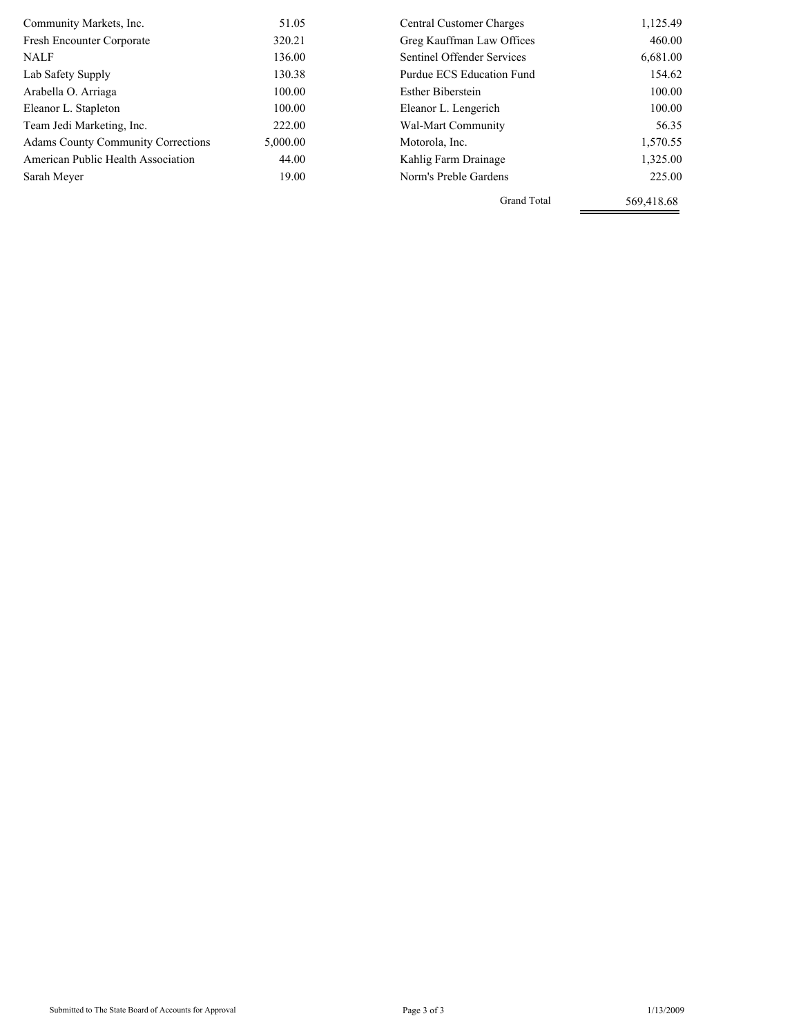| | | | |
|---|---|---|---|
| Community Markets, Inc. | 51.05 | Central Customer Charges | 1,125.49 |
| Fresh Encounter Corporate | 320.21 | Greg Kauffman Law Offices | 460.00 |
| NALF | 136.00 | Sentinel Offender Services | 6,681.00 |
| Lab Safety Supply | 130.38 | Purdue ECS Education Fund | 154.62 |
| Arabella O. Arriaga | 100.00 | Esther Biberstein | 100.00 |
| Eleanor L. Stapleton | 100.00 | Eleanor L. Lengerich | 100.00 |
| Team Jedi Marketing, Inc. | 222.00 | Wal-Mart Community | 56.35 |
| Adams County Community Corrections | 5,000.00 | Motorola, Inc. | 1,570.55 |
| American Public Health Association | 44.00 | Kahlig Farm Drainage | 1,325.00 |
| Sarah Meyer | 19.00 | Norm's Preble Gardens | 225.00 |
| | | Grand Total | 569,418.68 |

Submitted to The State Board of Accounts for Approval

1/13/2009